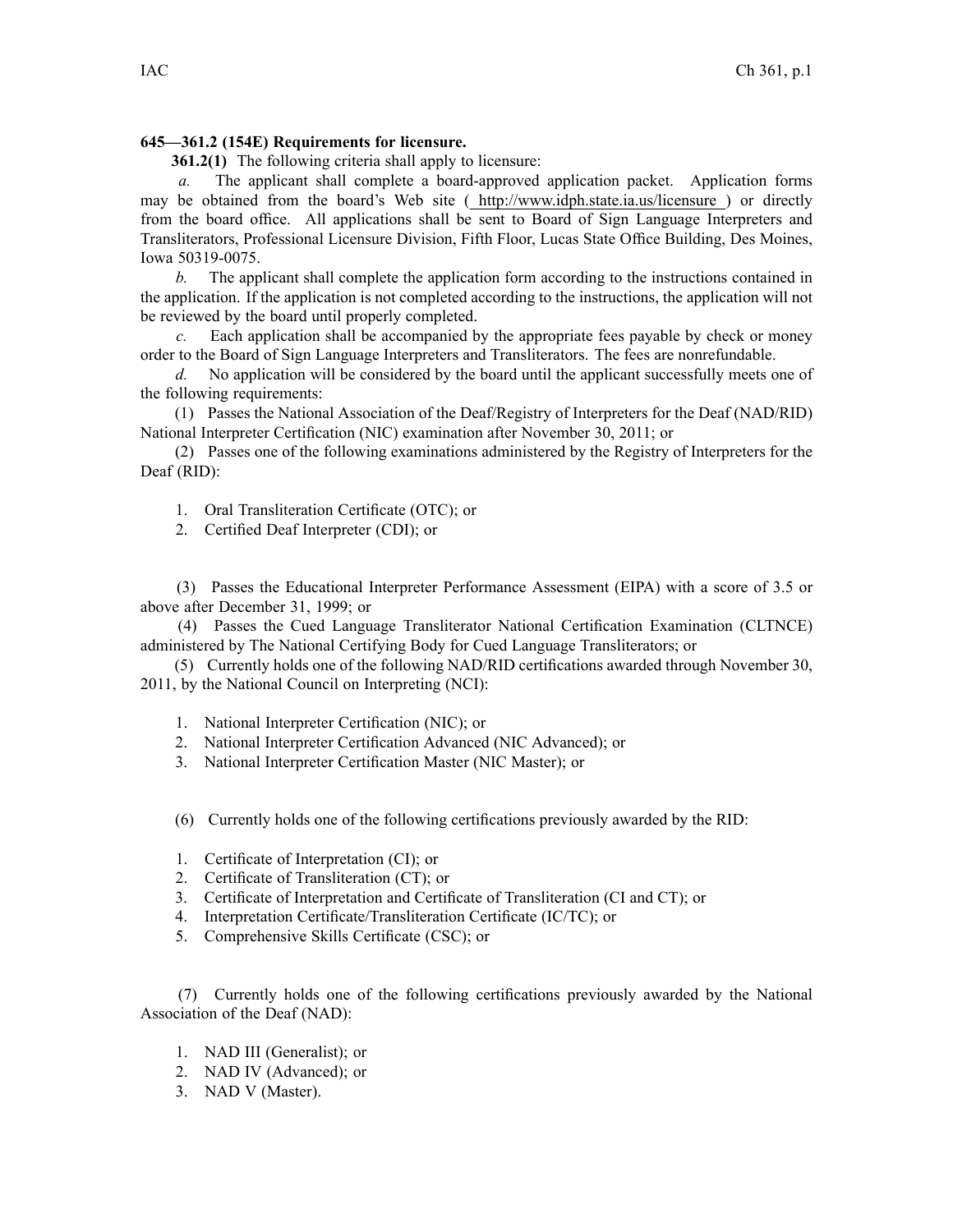**645—361.2 (154E) Requirements for licensure.**

**361.2(1)** The following criteria shall apply to licensure:

*a.* The applicant shall complete a board-approved application packet. Application forms may be obtained from the board's Web site ( http://www.idph.state.ia.us/licensure ) or directly from the board office. All applications shall be sent to Board of Sign Language Interpreters and Transliterators, Professional Licensure Division, Fifth Floor, Lucas State Office Building, Des Moines, Iowa 50319-0075.

*b.* The applicant shall complete the application form according to the instructions contained in the application. If the application is not completed according to the instructions, the application will not be reviewed by the board until properly completed.

*c.* Each application shall be accompanied by the appropriate fees payable by check or money order to the Board of Sign Language Interpreters and Transliterators. The fees are nonrefundable.

*d.* No application will be considered by the board until the applicant successfully meets one of the following requirements:

(1) Passes the National Association of the Deaf/Registry of Interpreters for the Deaf (NAD/RID) National Interpreter Certification (NIC) examination after November 30, 2011; or

(2) Passes one of the following examinations administered by the Registry of Interpreters for the Deaf (RID):

1. Oral Transliteration Certificate (OTC); or
2. Certified Deaf Interpreter (CDI); or

(3) Passes the Educational Interpreter Performance Assessment (EIPA) with a score of 3.5 or above after December 31, 1999; or

(4) Passes the Cued Language Transliterator National Certification Examination (CLTNCE) administered by The National Certifying Body for Cued Language Transliterators; or

(5) Currently holds one of the following NAD/RID certifications awarded through November 30, 2011, by the National Council on Interpreting (NCI):

1. National Interpreter Certification (NIC); or
2. National Interpreter Certification Advanced (NIC Advanced); or
3. National Interpreter Certification Master (NIC Master); or

(6) Currently holds one of the following certifications previously awarded by the RID:

1. Certificate of Interpretation (CI); or
2. Certificate of Transliteration (CT); or
3. Certificate of Interpretation and Certificate of Transliteration (CI and CT); or
4. Interpretation Certificate/Transliteration Certificate (IC/TC); or
5. Comprehensive Skills Certificate (CSC); or

(7) Currently holds one of the following certifications previously awarded by the National Association of the Deaf (NAD):

1. NAD III (Generalist); or
2. NAD IV (Advanced); or
3. NAD V (Master).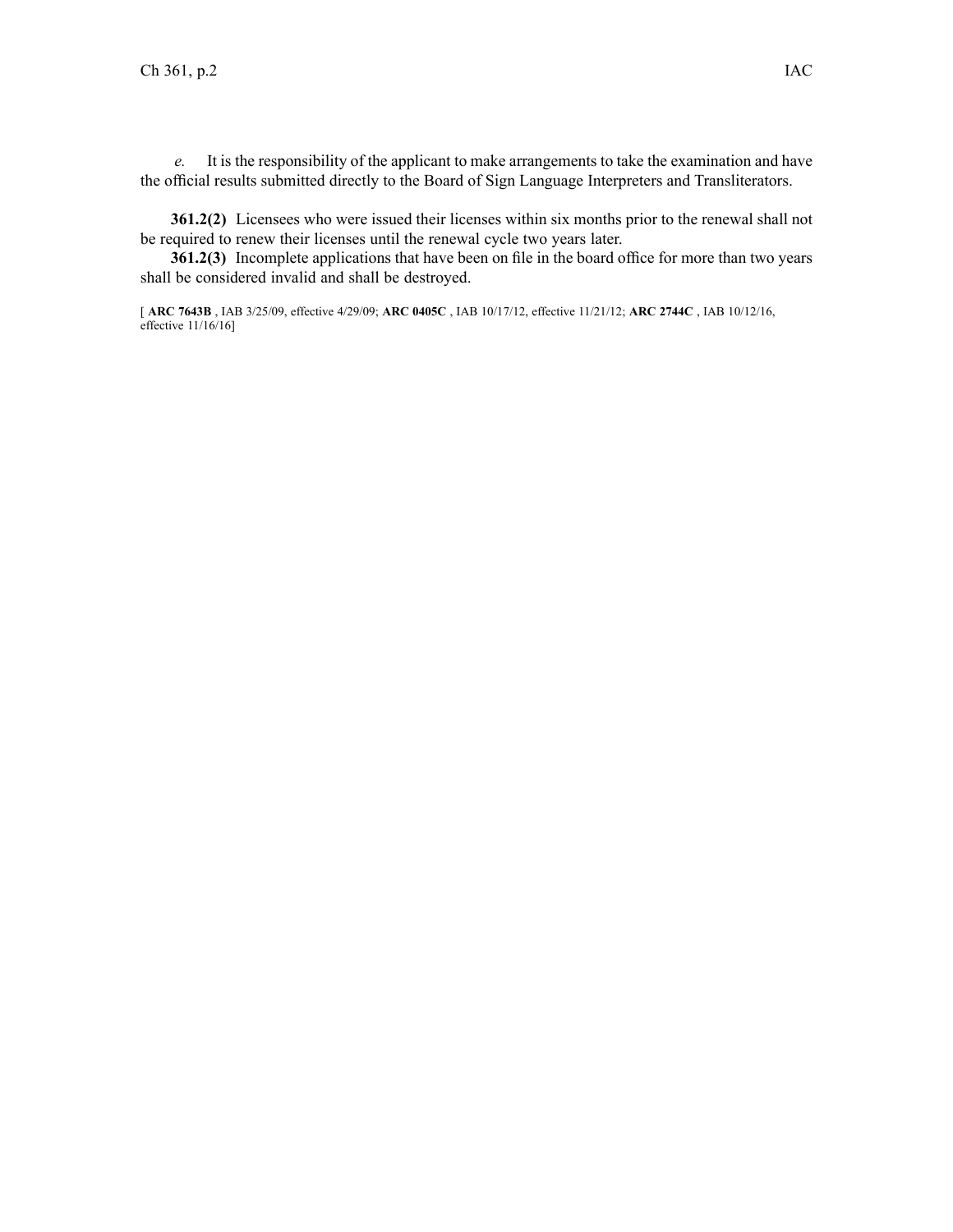*e.* It is the responsibility of the applicant to make arrangements to take the examination and have the official results submitted directly to the Board of Sign Language Interpreters and Transliterators.

**361.2(2)** Licensees who were issued their licenses within six months prior to the renewal shall not be required to renew their licenses until the renewal cycle two years later.

**361.2(3)** Incomplete applications that have been on file in the board office for more than two years shall be considered invalid and shall be destroyed.

[ **ARC 7643B** , IAB 3/25/09, effective 4/29/09; **ARC 0405C** , IAB 10/17/12, effective 11/21/12; **ARC 2744C** , IAB 10/12/16, effective 11/16/16]